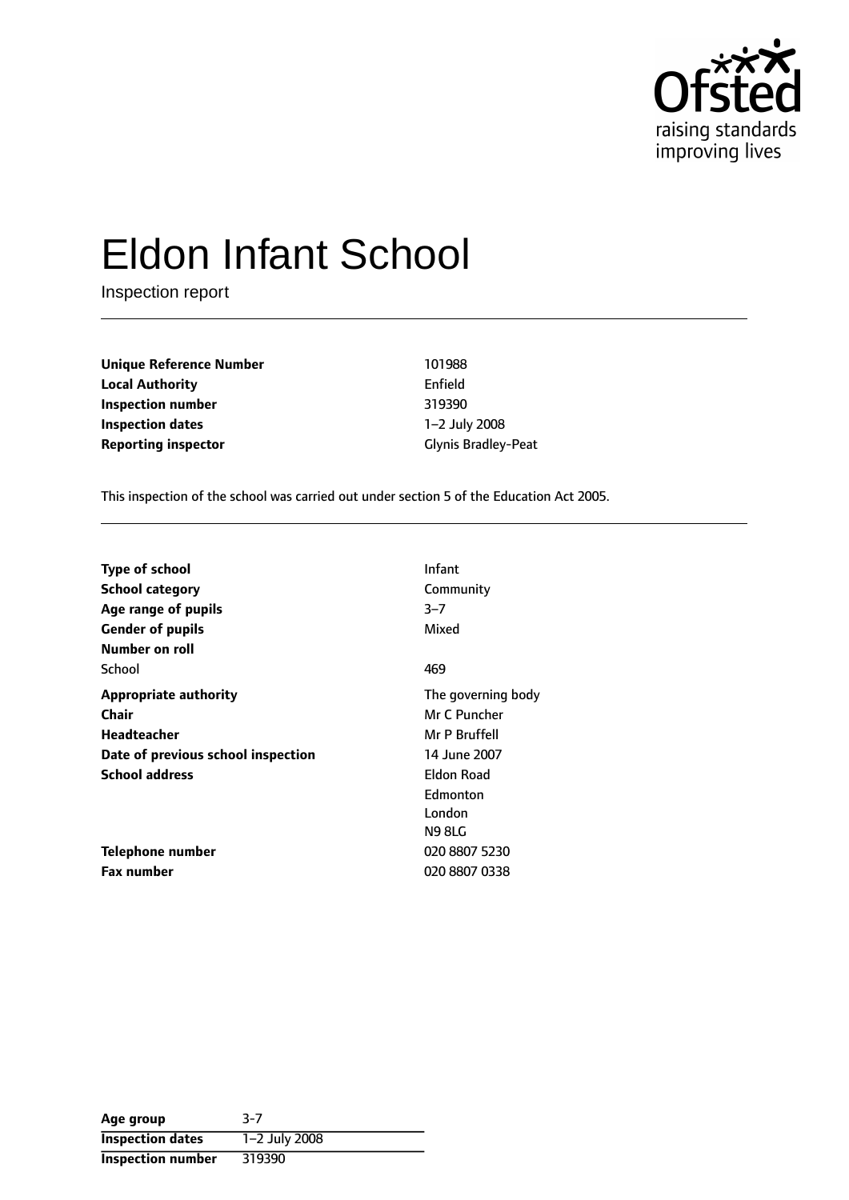Ofsted
raising standards
improving lives

# Eldon Infant School

Inspection report

| | |
|---|---|
| **Unique Reference Number** | 101988 |
| **Local Authority** | Enfield |
| **Inspection number** | 319390 |
| **Inspection dates** | 1–2 July 2008 |
| **Reporting inspector** | Glynis Bradley-Peat |

This inspection of the school was carried out under section 5 of the Education Act 2005.

| | |
|---|---|
| **Type of school** | Infant |
| **School category** | Community |
| **Age range of pupils** | 3–7 |
| **Gender of pupils** | Mixed |
| **Number on roll** | |
| School | 469 |
| **Appropriate authority** | The governing body |
| **Chair** | Mr C Puncher |
| **Headteacher** | Mr P Bruffell |
| **Date of previous school inspection** | 14 June 2007 |
| **School address** | Eldon Road<br>Edmonton<br>London<br>N9 8LG |
| **Telephone number** | 020 8807 5230 |
| **Fax number** | 020 8807 0338 |

| | |
|---|---|
| **Age group** | 3–7 |
| **Inspection dates** | 1–2 July 2008 |
| **Inspection number** | 319390 |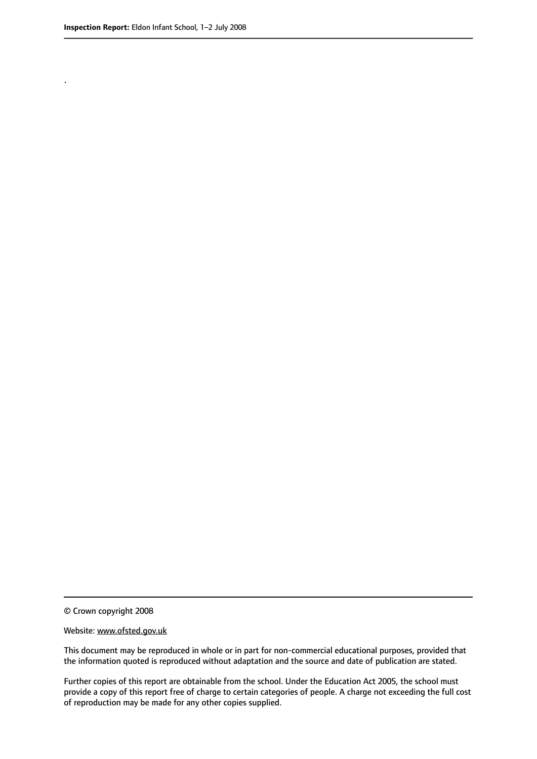.

© Crown copyright 2008

Website: www.ofsted.gov.uk

This document may be reproduced in whole or in part for non-commercial educational purposes, provided that the information quoted is reproduced without adaptation and the source and date of publication are stated.

Further copies of this report are obtainable from the school. Under the Education Act 2005, the school must provide a copy of this report free of charge to certain categories of people. A charge not exceeding the full cost of reproduction may be made for any other copies supplied.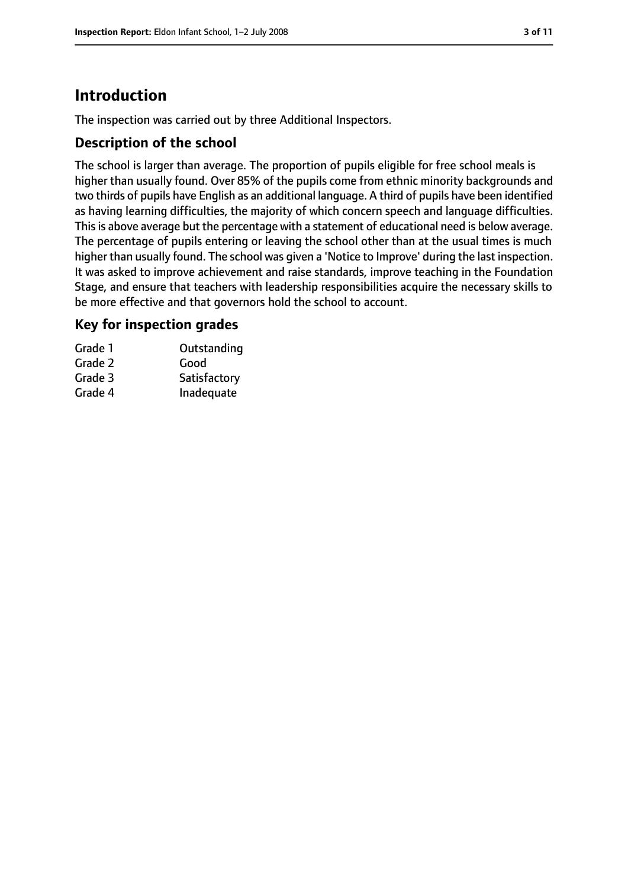# Introduction

The inspection was carried out by three Additional Inspectors.

## Description of the school

The school is larger than average. The proportion of pupils eligible for free school meals is higher than usually found. Over 85% of the pupils come from ethnic minority backgrounds and two thirds of pupils have English as an additional language. A third of pupils have been identified as having learning difficulties, the majority of which concern speech and language difficulties. This is above average but the percentage with a statement of educational need is below average. The percentage of pupils entering or leaving the school other than at the usual times is much higher than usually found. The school was given a 'Notice to Improve' during the last inspection. It was asked to improve achievement and raise standards, improve teaching in the Foundation Stage, and ensure that teachers with leadership responsibilities acquire the necessary skills to be more effective and that governors hold the school to account.

## Key for inspection grades

| | |
|---|---|
| Grade 1 | Outstanding |
| Grade 2 | Good |
| Grade 3 | Satisfactory |
| Grade 4 | Inadequate |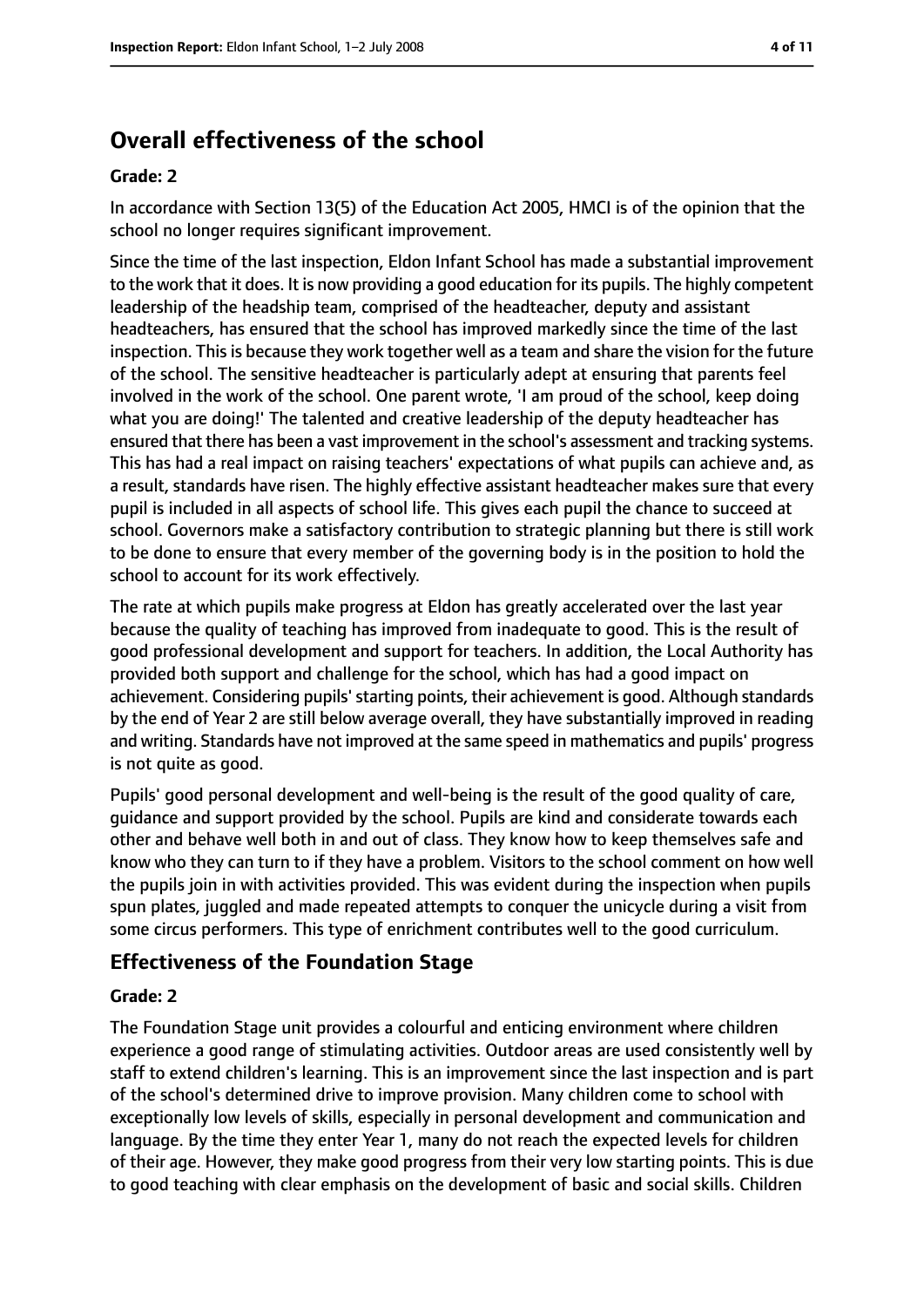## Overall effectiveness of the school

### Grade: 2

In accordance with Section 13(5) of the Education Act 2005, HMCI is of the opinion that the school no longer requires significant improvement.

Since the time of the last inspection, Eldon Infant School has made a substantial improvement to the work that it does. It is now providing a good education for its pupils. The highly competent leadership of the headship team, comprised of the headteacher, deputy and assistant headteachers, has ensured that the school has improved markedly since the time of the last inspection. This is because they work together well as a team and share the vision for the future of the school. The sensitive headteacher is particularly adept at ensuring that parents feel involved in the work of the school. One parent wrote, 'I am proud of the school, keep doing what you are doing!' The talented and creative leadership of the deputy headteacher has ensured that there has been a vast improvement in the school's assessment and tracking systems. This has had a real impact on raising teachers' expectations of what pupils can achieve and, as a result, standards have risen. The highly effective assistant headteacher makes sure that every pupil is included in all aspects of school life. This gives each pupil the chance to succeed at school. Governors make a satisfactory contribution to strategic planning but there is still work to be done to ensure that every member of the governing body is in the position to hold the school to account for its work effectively.

The rate at which pupils make progress at Eldon has greatly accelerated over the last year because the quality of teaching has improved from inadequate to good. This is the result of good professional development and support for teachers. In addition, the Local Authority has provided both support and challenge for the school, which has had a good impact on achievement. Considering pupils' starting points, their achievement is good. Although standards by the end of Year 2 are still below average overall, they have substantially improved in reading and writing. Standards have not improved at the same speed in mathematics and pupils' progress is not quite as good.

Pupils' good personal development and well-being is the result of the good quality of care, guidance and support provided by the school. Pupils are kind and considerate towards each other and behave well both in and out of class. They know how to keep themselves safe and know who they can turn to if they have a problem. Visitors to the school comment on how well the pupils join in with activities provided. This was evident during the inspection when pupils spun plates, juggled and made repeated attempts to conquer the unicycle during a visit from some circus performers. This type of enrichment contributes well to the good curriculum.

## Effectiveness of the Foundation Stage

### Grade: 2

The Foundation Stage unit provides a colourful and enticing environment where children experience a good range of stimulating activities. Outdoor areas are used consistently well by staff to extend children's learning. This is an improvement since the last inspection and is part of the school's determined drive to improve provision. Many children come to school with exceptionally low levels of skills, especially in personal development and communication and language. By the time they enter Year 1, many do not reach the expected levels for children of their age. However, they make good progress from their very low starting points. This is due to good teaching with clear emphasis on the development of basic and social skills. Children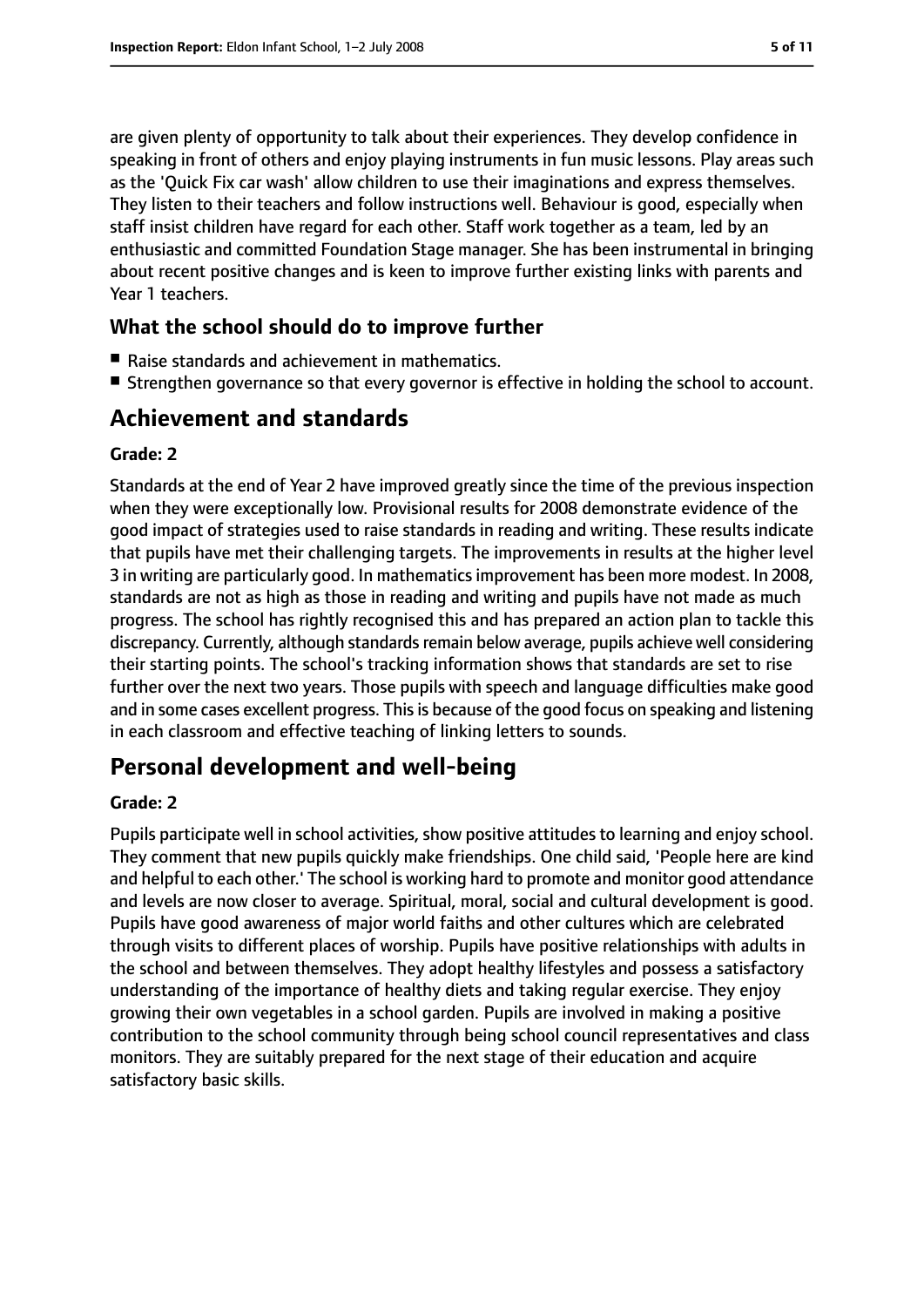are given plenty of opportunity to talk about their experiences. They develop confidence in speaking in front of others and enjoy playing instruments in fun music lessons. Play areas such as the 'Quick Fix car wash' allow children to use their imaginations and express themselves. They listen to their teachers and follow instructions well. Behaviour is good, especially when staff insist children have regard for each other. Staff work together as a team, led by an enthusiastic and committed Foundation Stage manager. She has been instrumental in bringing about recent positive changes and is keen to improve further existing links with parents and Year 1 teachers.

### What the school should do to improve further

- Raise standards and achievement in mathematics.
- Strengthen governance so that every governor is effective in holding the school to account.

## Achievement and standards

#### Grade: 2

Standards at the end of Year 2 have improved greatly since the time of the previous inspection when they were exceptionally low. Provisional results for 2008 demonstrate evidence of the good impact of strategies used to raise standards in reading and writing. These results indicate that pupils have met their challenging targets. The improvements in results at the higher level 3 in writing are particularly good. In mathematics improvement has been more modest. In 2008, standards are not as high as those in reading and writing and pupils have not made as much progress. The school has rightly recognised this and has prepared an action plan to tackle this discrepancy. Currently, although standards remain below average, pupils achieve well considering their starting points. The school's tracking information shows that standards are set to rise further over the next two years. Those pupils with speech and language difficulties make good and in some cases excellent progress. This is because of the good focus on speaking and listening in each classroom and effective teaching of linking letters to sounds.

## Personal development and well-being

#### Grade: 2

Pupils participate well in school activities, show positive attitudes to learning and enjoy school. They comment that new pupils quickly make friendships. One child said, 'People here are kind and helpful to each other.' The school is working hard to promote and monitor good attendance and levels are now closer to average. Spiritual, moral, social and cultural development is good. Pupils have good awareness of major world faiths and other cultures which are celebrated through visits to different places of worship. Pupils have positive relationships with adults in the school and between themselves. They adopt healthy lifestyles and possess a satisfactory understanding of the importance of healthy diets and taking regular exercise. They enjoy growing their own vegetables in a school garden. Pupils are involved in making a positive contribution to the school community through being school council representatives and class monitors. They are suitably prepared for the next stage of their education and acquire satisfactory basic skills.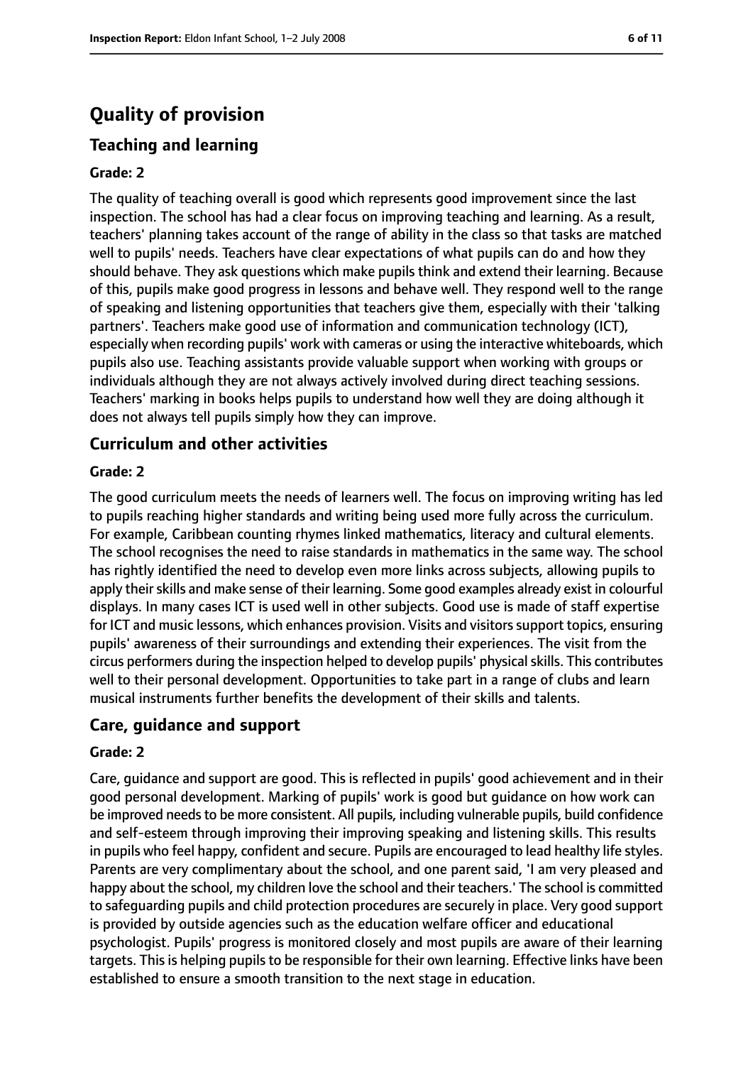# Quality of provision

## Teaching and learning

### Grade: 2

The quality of teaching overall is good which represents good improvement since the last inspection. The school has had a clear focus on improving teaching and learning. As a result, teachers' planning takes account of the range of ability in the class so that tasks are matched well to pupils' needs. Teachers have clear expectations of what pupils can do and how they should behave. They ask questions which make pupils think and extend their learning. Because of this, pupils make good progress in lessons and behave well. They respond well to the range of speaking and listening opportunities that teachers give them, especially with their 'talking partners'. Teachers make good use of information and communication technology (ICT), especially when recording pupils' work with cameras or using the interactive whiteboards, which pupils also use. Teaching assistants provide valuable support when working with groups or individuals although they are not always actively involved during direct teaching sessions. Teachers' marking in books helps pupils to understand how well they are doing although it does not always tell pupils simply how they can improve.

## Curriculum and other activities

### Grade: 2

The good curriculum meets the needs of learners well. The focus on improving writing has led to pupils reaching higher standards and writing being used more fully across the curriculum. For example, Caribbean counting rhymes linked mathematics, literacy and cultural elements. The school recognises the need to raise standards in mathematics in the same way. The school has rightly identified the need to develop even more links across subjects, allowing pupils to apply their skills and make sense of their learning. Some good examples already exist in colourful displays. In many cases ICT is used well in other subjects. Good use is made of staff expertise for ICT and music lessons, which enhances provision. Visits and visitors support topics, ensuring pupils' awareness of their surroundings and extending their experiences. The visit from the circus performers during the inspection helped to develop pupils' physical skills. This contributes well to their personal development. Opportunities to take part in a range of clubs and learn musical instruments further benefits the development of their skills and talents.

## Care, guidance and support

### Grade: 2

Care, guidance and support are good. This is reflected in pupils' good achievement and in their good personal development. Marking of pupils' work is good but guidance on how work can be improved needs to be more consistent. All pupils, including vulnerable pupils, build confidence and self-esteem through improving their improving speaking and listening skills. This results in pupils who feel happy, confident and secure. Pupils are encouraged to lead healthy life styles. Parents are very complimentary about the school, and one parent said, 'I am very pleased and happy about the school, my children love the school and their teachers.' The school is committed to safeguarding pupils and child protection procedures are securely in place. Very good support is provided by outside agencies such as the education welfare officer and educational psychologist. Pupils' progress is monitored closely and most pupils are aware of their learning targets. This is helping pupils to be responsible for their own learning. Effective links have been established to ensure a smooth transition to the next stage in education.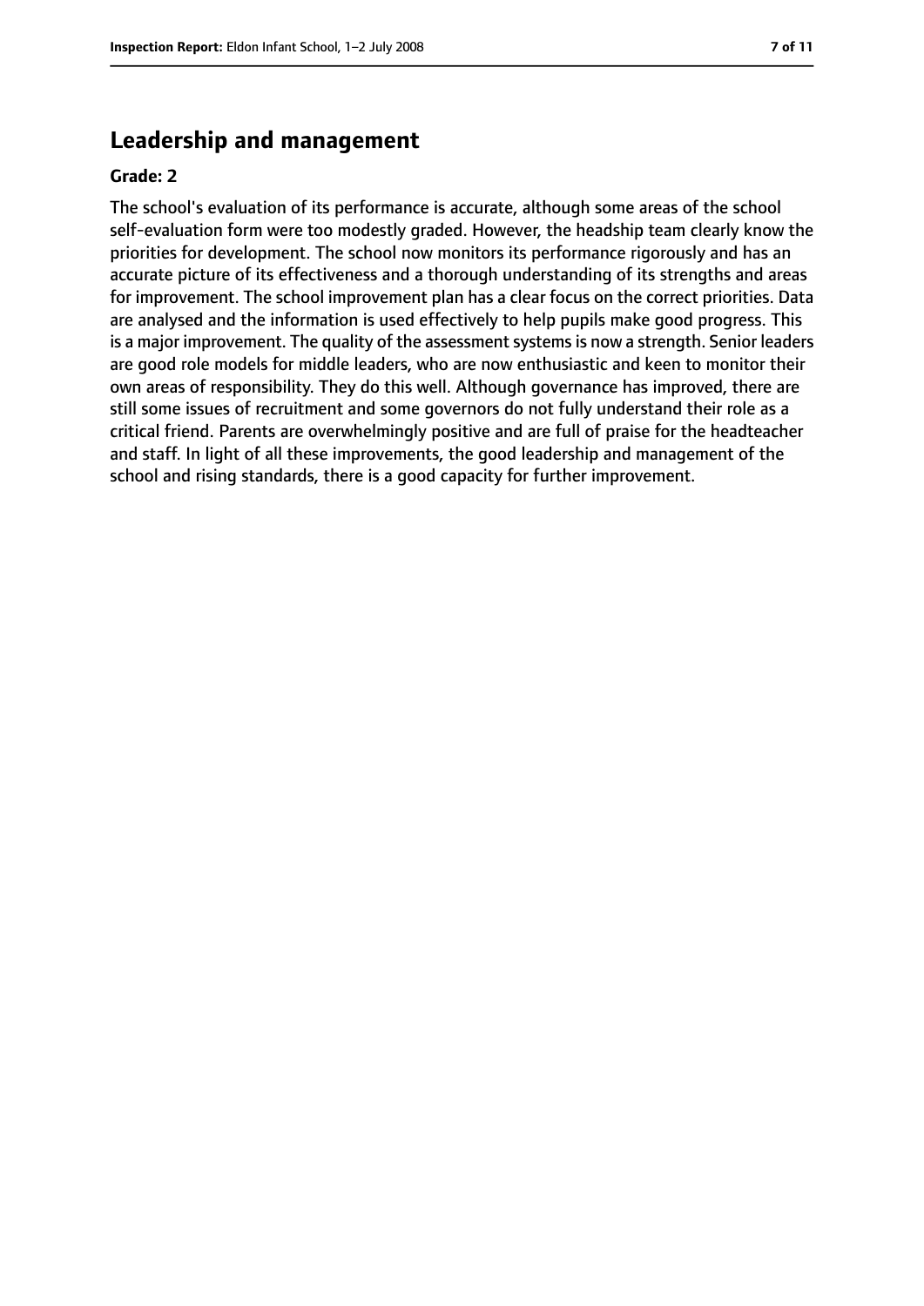## Leadership and management

**Grade: 2**

The school's evaluation of its performance is accurate, although some areas of the school self-evaluation form were too modestly graded. However, the headship team clearly know the priorities for development. The school now monitors its performance rigorously and has an accurate picture of its effectiveness and a thorough understanding of its strengths and areas for improvement. The school improvement plan has a clear focus on the correct priorities. Data are analysed and the information is used effectively to help pupils make good progress. This is a major improvement. The quality of the assessment systems is now a strength. Senior leaders are good role models for middle leaders, who are now enthusiastic and keen to monitor their own areas of responsibility. They do this well. Although governance has improved, there are still some issues of recruitment and some governors do not fully understand their role as a critical friend. Parents are overwhelmingly positive and are full of praise for the headteacher and staff. In light of all these improvements, the good leadership and management of the school and rising standards, there is a good capacity for further improvement.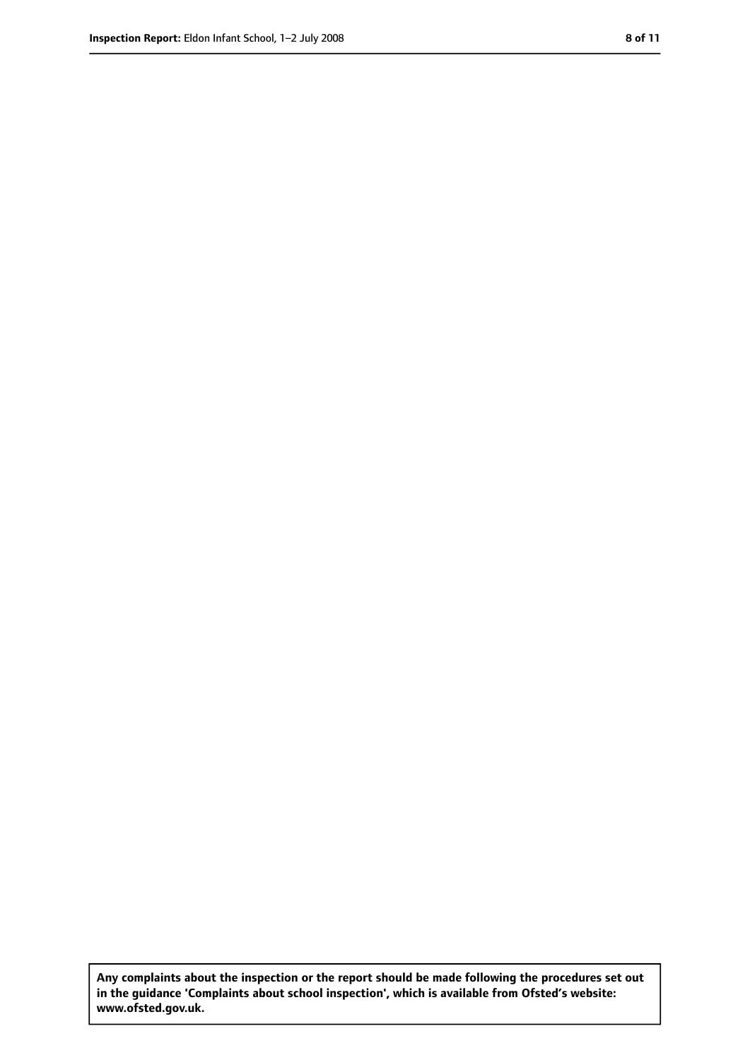**Any complaints about the inspection or the report should be made following the procedures set out in the guidance 'Complaints about school inspection', which is available from Ofsted's website: www.ofsted.gov.uk.**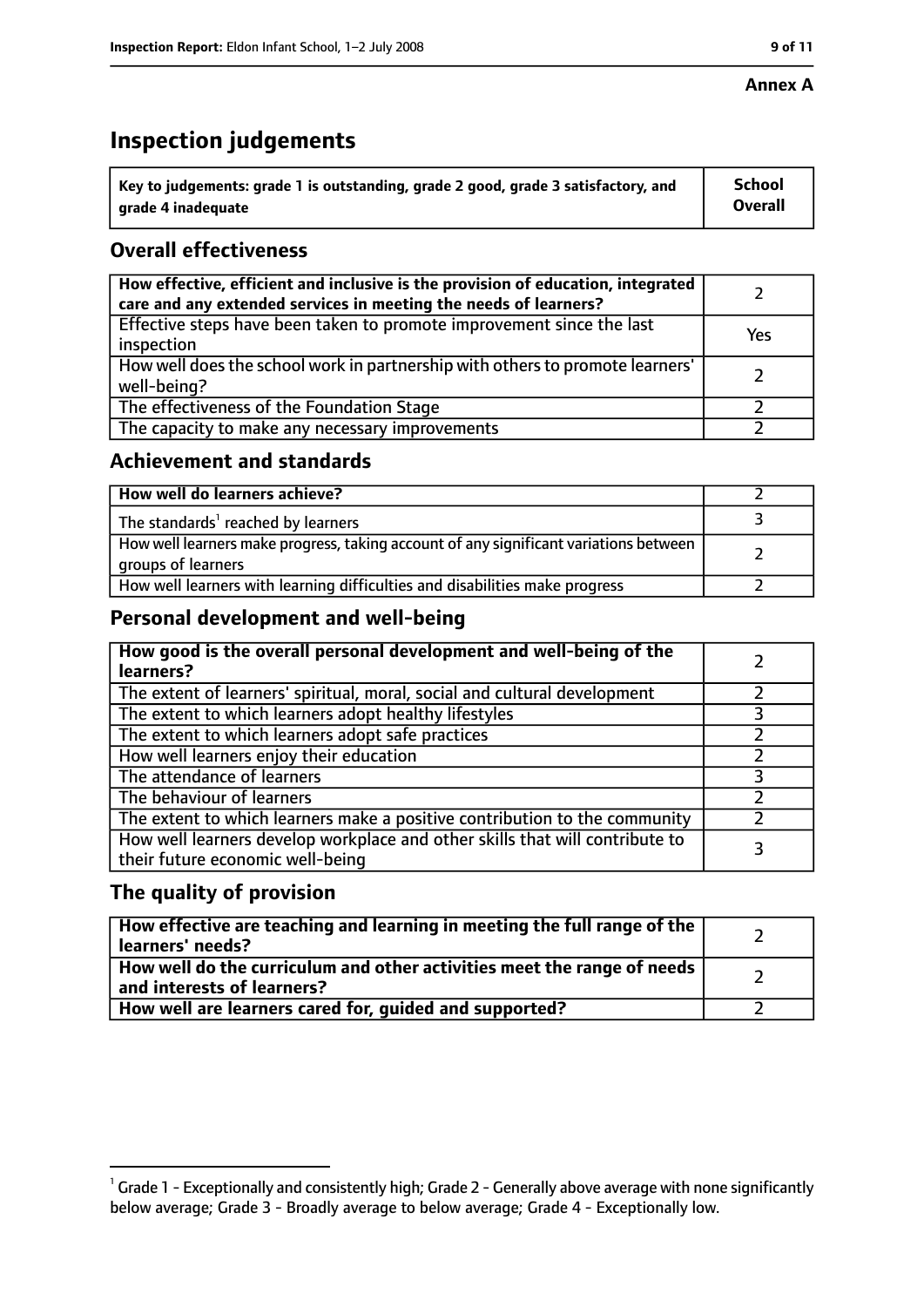**Annex A**

# Inspection judgements

| Key to judgements: grade 1 is outstanding, grade 2 good, grade 3 satisfactory, and grade 4 inadequate | School Overall |
|---|---|

## Overall effectiveness

| | |
|---|---|
| **How effective, efficient and inclusive is the provision of education, integrated care and any extended services in meeting the needs of learners?** | 2 |
| Effective steps have been taken to promote improvement since the last inspection | Yes |
| How well does the school work in partnership with others to promote learners' well-being? | 2 |
| The effectiveness of the Foundation Stage | 2 |
| The capacity to make any necessary improvements | 2 |

## Achievement and standards

| | |
|---|---|
| **How well do learners achieve?** | 2 |
| The standards[1] reached by learners | 3 |
| How well learners make progress, taking account of any significant variations between groups of learners | 2 |
| How well learners with learning difficulties and disabilities make progress | 2 |

## Personal development and well-being

| | |
|---|---|
| **How good is the overall personal development and well-being of the learners?** | 2 |
| The extent of learners' spiritual, moral, social and cultural development | 2 |
| The extent to which learners adopt healthy lifestyles | 3 |
| The extent to which learners adopt safe practices | 2 |
| How well learners enjoy their education | 2 |
| The attendance of learners | 3 |
| The behaviour of learners | 2 |
| The extent to which learners make a positive contribution to the community | 2 |
| How well learners develop workplace and other skills that will contribute to their future economic well-being | 3 |

## The quality of provision

| | |
|---|---|
| **How effective are teaching and learning in meeting the full range of the learners' needs?** | 2 |
| **How well do the curriculum and other activities meet the range of needs and interests of learners?** | 2 |
| **How well are learners cared for, guided and supported?** | 2 |

[1] Grade 1 - Exceptionally and consistently high; Grade 2 - Generally above average with none significantly below average; Grade 3 - Broadly average to below average; Grade 4 - Exceptionally low.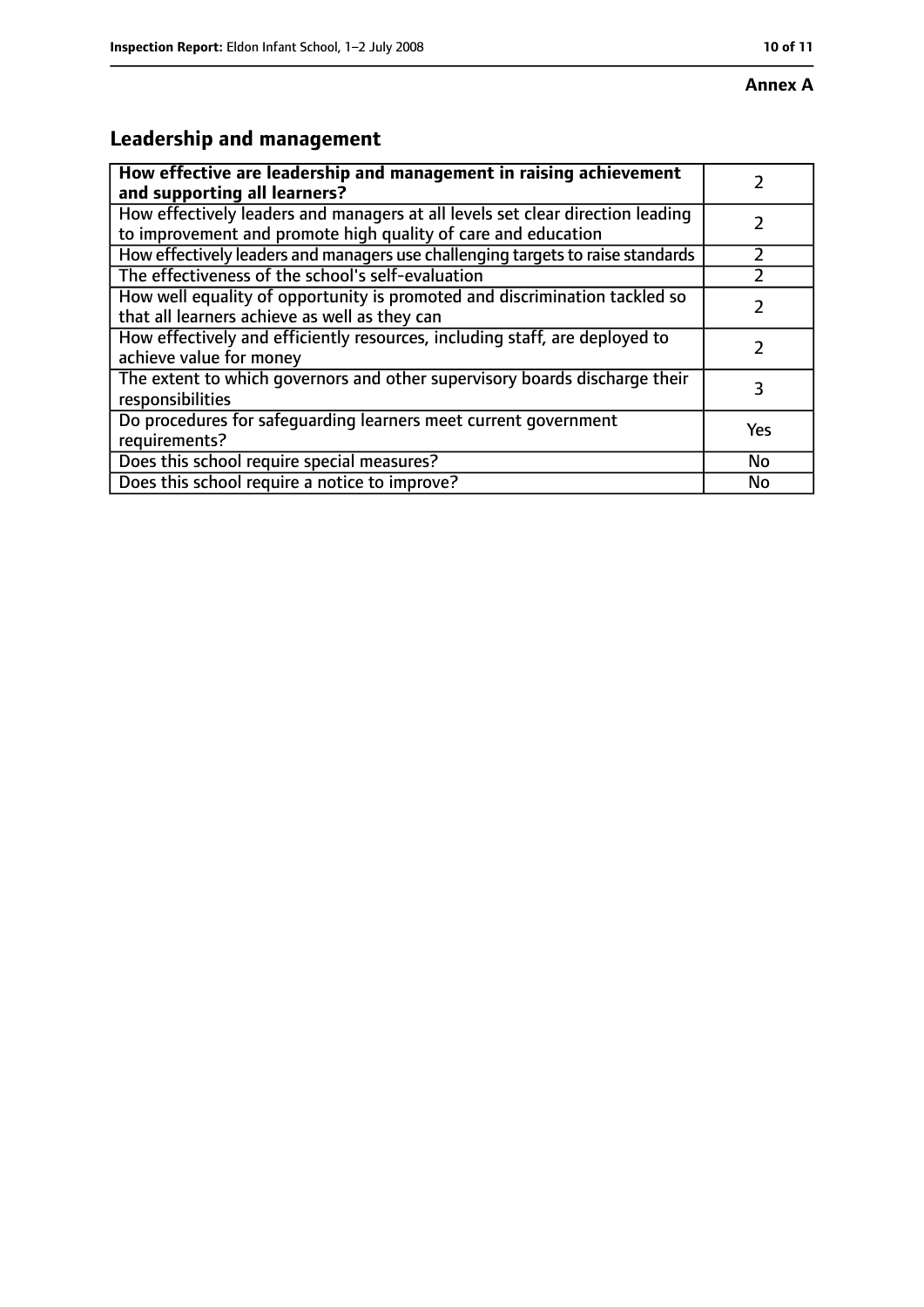**Annex A**

## Leadership and management

| | |
|---|---|
| **How effective are leadership and management in raising achievement and supporting all learners?** | 2 |
| How effectively leaders and managers at all levels set clear direction leading to improvement and promote high quality of care and education | 2 |
| How effectively leaders and managers use challenging targets to raise standards | 2 |
| The effectiveness of the school's self-evaluation | 2 |
| How well equality of opportunity is promoted and discrimination tackled so that all learners achieve as well as they can | 2 |
| How effectively and efficiently resources, including staff, are deployed to achieve value for money | 2 |
| The extent to which governors and other supervisory boards discharge their responsibilities | 3 |
| Do procedures for safeguarding learners meet current government requirements? | Yes |
| Does this school require special measures? | No |
| Does this school require a notice to improve? | No |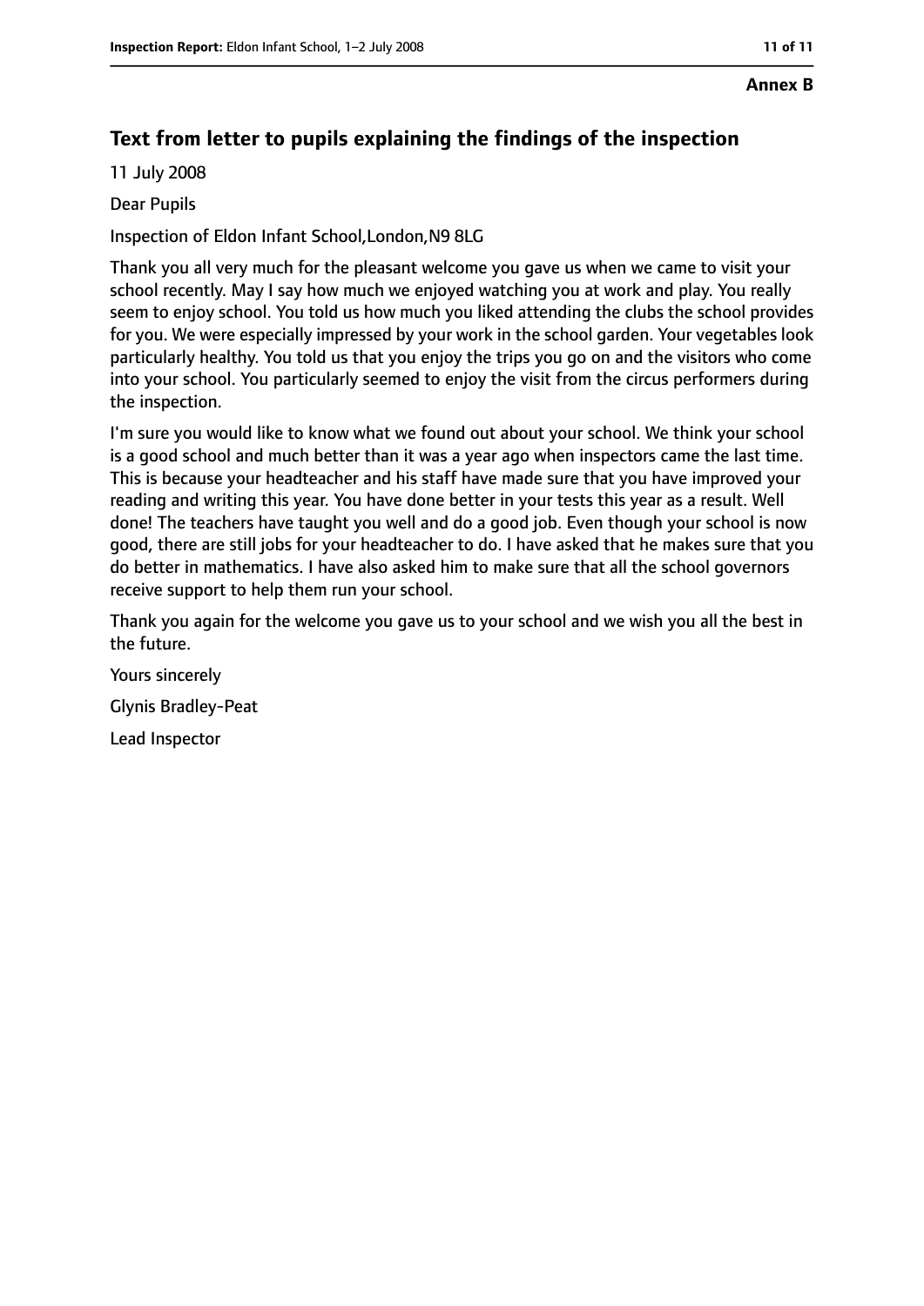**Annex B**

## Text from letter to pupils explaining the findings of the inspection

11 July 2008

Dear Pupils

Inspection of Eldon Infant School,London,N9 8LG

Thank you all very much for the pleasant welcome you gave us when we came to visit your school recently. May I say how much we enjoyed watching you at work and play. You really seem to enjoy school. You told us how much you liked attending the clubs the school provides for you. We were especially impressed by your work in the school garden. Your vegetables look particularly healthy. You told us that you enjoy the trips you go on and the visitors who come into your school. You particularly seemed to enjoy the visit from the circus performers during the inspection.

I'm sure you would like to know what we found out about your school. We think your school is a good school and much better than it was a year ago when inspectors came the last time. This is because your headteacher and his staff have made sure that you have improved your reading and writing this year. You have done better in your tests this year as a result. Well done! The teachers have taught you well and do a good job. Even though your school is now good, there are still jobs for your headteacher to do. I have asked that he makes sure that you do better in mathematics. I have also asked him to make sure that all the school governors receive support to help them run your school.

Thank you again for the welcome you gave us to your school and we wish you all the best in the future.

Yours sincerely

Glynis Bradley-Peat

Lead Inspector